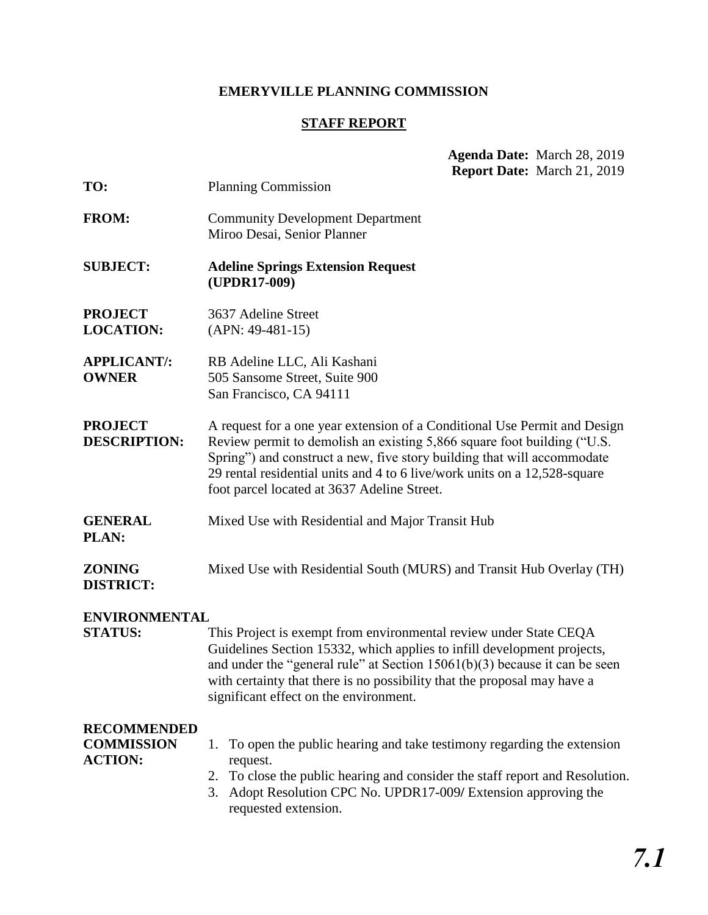# EMERYVILLE PLANNING COMMISSION

## STAFF REPORT

**Agenda Date:** March 28, 2019
**Report Date:** March 21, 2019

**TO:** Planning Commission

**FROM:** Community Development Department
Miroo Desai, Senior Planner

**SUBJECT:** **Adeline Springs Extension Request (UPDR17-009)**

**PROJECT LOCATION:** 3637 Adeline Street
(APN: 49-481-15)

**APPLICANT/: OWNER** RB Adeline LLC, Ali Kashani
505 Sansome Street, Suite 900
San Francisco, CA 94111

**PROJECT DESCRIPTION:** A request for a one year extension of a Conditional Use Permit and Design Review permit to demolish an existing 5,866 square foot building ("U.S. Spring") and construct a new, five story building that will accommodate 29 rental residential units and 4 to 6 live/work units on a 12,528-square foot parcel located at 3637 Adeline Street.

**GENERAL PLAN:** Mixed Use with Residential and Major Transit Hub

**ZONING DISTRICT:** Mixed Use with Residential South (MURS) and Transit Hub Overlay (TH)

**ENVIRONMENTAL STATUS:** This Project is exempt from environmental review under State CEQA Guidelines Section 15332, which applies to infill development projects, and under the "general rule" at Section 15061(b)(3) because it can be seen with certainty that there is no possibility that the proposal may have a significant effect on the environment.

**RECOMMENDED COMMISSION ACTION:**

1. To open the public hearing and take testimony regarding the extension request.
2. To close the public hearing and consider the staff report and Resolution.
3. Adopt Resolution CPC No. UPDR17-009/ Extension approving the requested extension.

***7.1***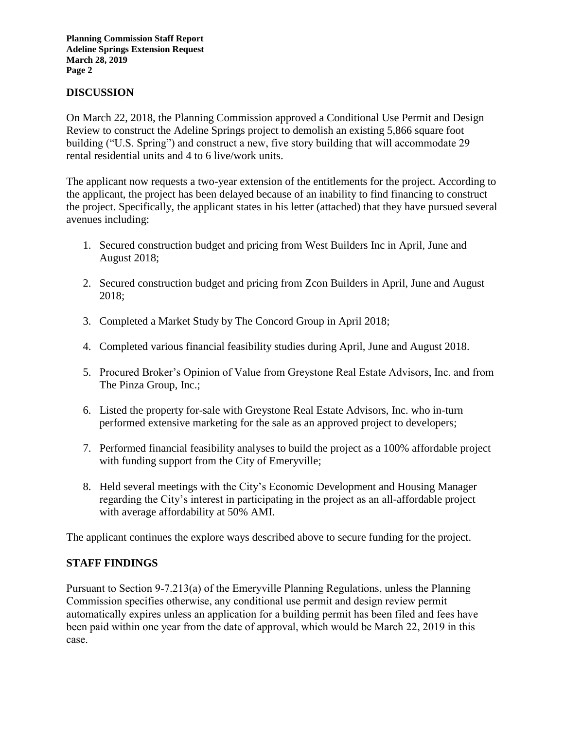## DISCUSSION

On March 22, 2018, the Planning Commission approved a Conditional Use Permit and Design Review to construct the Adeline Springs project to demolish an existing 5,866 square foot building ("U.S. Spring") and construct a new, five story building that will accommodate 29 rental residential units and 4 to 6 live/work units.

The applicant now requests a two-year extension of the entitlements for the project. According to the applicant, the project has been delayed because of an inability to find financing to construct the project. Specifically, the applicant states in his letter (attached) that they have pursued several avenues including:

1. Secured construction budget and pricing from West Builders Inc in April, June and August 2018;
2. Secured construction budget and pricing from Zcon Builders in April, June and August 2018;
3. Completed a Market Study by The Concord Group in April 2018;
4. Completed various financial feasibility studies during April, June and August 2018.
5. Procured Broker's Opinion of Value from Greystone Real Estate Advisors, Inc. and from The Pinza Group, Inc.;
6. Listed the property for-sale with Greystone Real Estate Advisors, Inc. who in-turn performed extensive marketing for the sale as an approved project to developers;
7. Performed financial feasibility analyses to build the project as a 100% affordable project with funding support from the City of Emeryville;
8. Held several meetings with the City's Economic Development and Housing Manager regarding the City's interest in participating in the project as an all-affordable project with average affordability at 50% AMI.

The applicant continues the explore ways described above to secure funding for the project.

## STAFF FINDINGS

Pursuant to Section 9-7.213(a) of the Emeryville Planning Regulations, unless the Planning Commission specifies otherwise, any conditional use permit and design review permit automatically expires unless an application for a building permit has been filed and fees have been paid within one year from the date of approval, which would be March 22, 2019 in this case.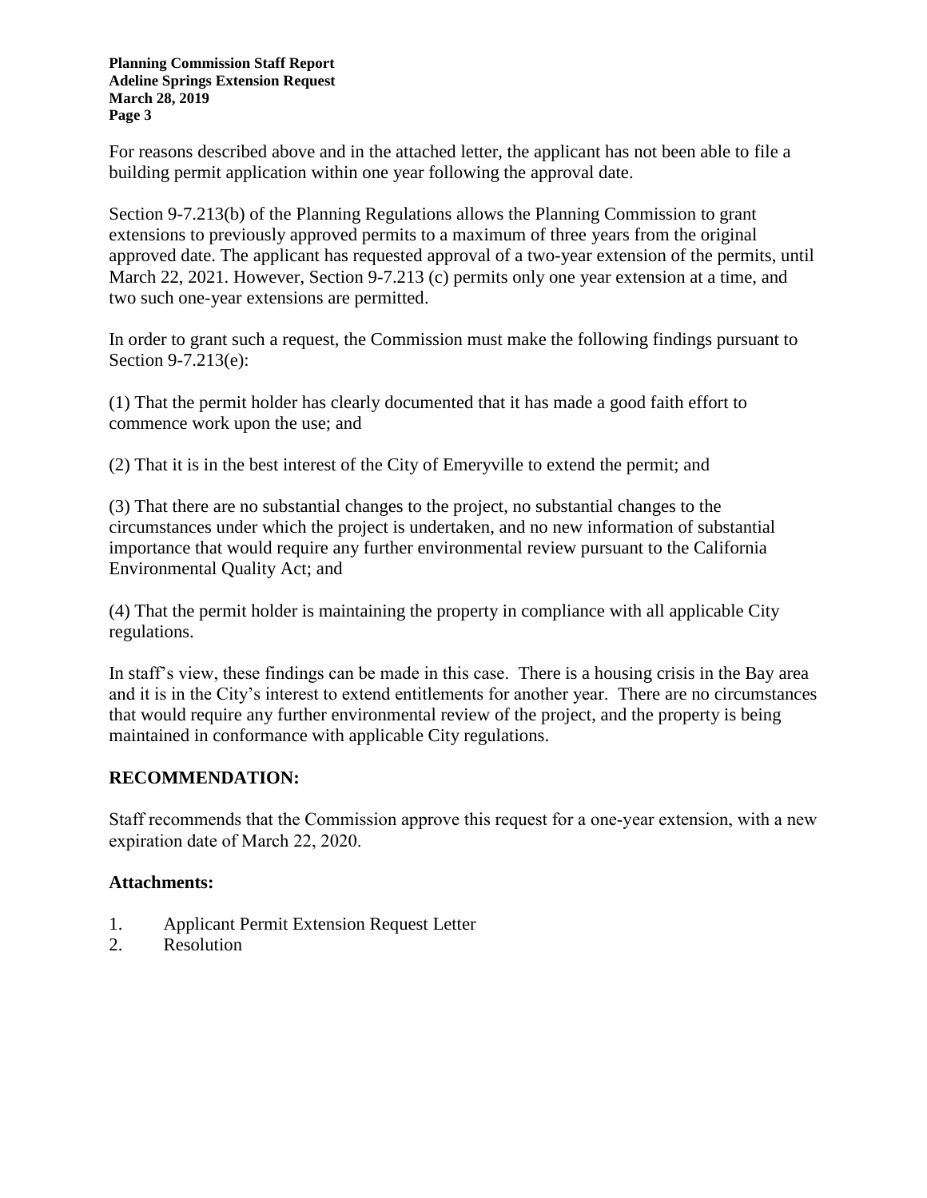For reasons described above and in the attached letter, the applicant has not been able to file a building permit application within one year following the approval date.

Section 9-7.213(b) of the Planning Regulations allows the Planning Commission to grant extensions to previously approved permits to a maximum of three years from the original approved date. The applicant has requested approval of a two-year extension of the permits, until March 22, 2021. However, Section 9-7.213 (c) permits only one year extension at a time, and two such one-year extensions are permitted.

In order to grant such a request, the Commission must make the following findings pursuant to Section 9-7.213(e):

(1) That the permit holder has clearly documented that it has made a good faith effort to commence work upon the use; and

(2) That it is in the best interest of the City of Emeryville to extend the permit; and

(3) That there are no substantial changes to the project, no substantial changes to the circumstances under which the project is undertaken, and no new information of substantial importance that would require any further environmental review pursuant to the California Environmental Quality Act; and

(4) That the permit holder is maintaining the property in compliance with all applicable City regulations.

In staff's view, these findings can be made in this case. There is a housing crisis in the Bay area and it is in the City's interest to extend entitlements for another year. There are no circumstances that would require any further environmental review of the project, and the property is being maintained in conformance with applicable City regulations.

## RECOMMENDATION:

Staff recommends that the Commission approve this request for a one-year extension, with a new expiration date of March 22, 2020.

## Attachments:

1. Applicant Permit Extension Request Letter
2. Resolution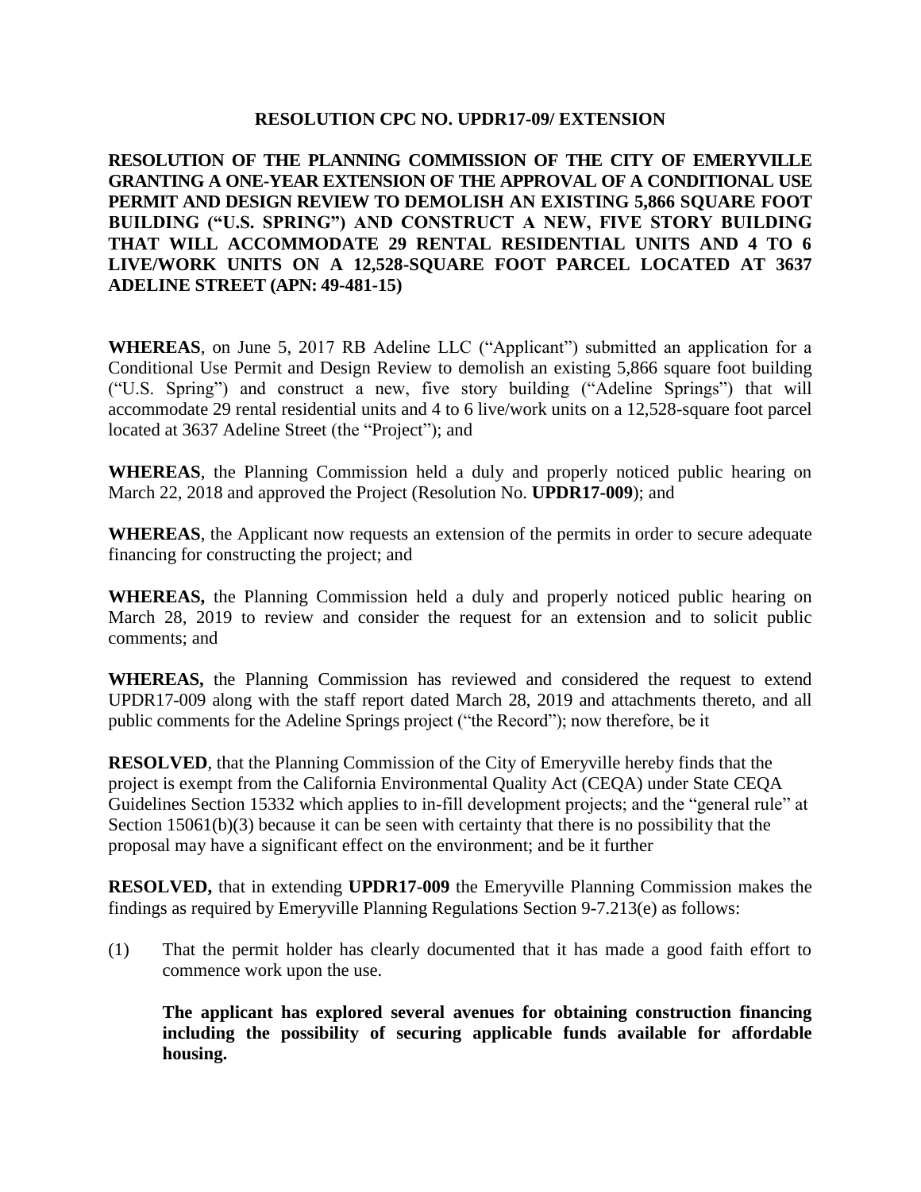**RESOLUTION CPC NO. UPDR17-09/ EXTENSION**

**RESOLUTION OF THE PLANNING COMMISSION OF THE CITY OF EMERYVILLE GRANTING A ONE-YEAR EXTENSION OF THE APPROVAL OF A CONDITIONAL USE PERMIT AND DESIGN REVIEW TO DEMOLISH AN EXISTING 5,866 SQUARE FOOT BUILDING ("U.S. SPRING") AND CONSTRUCT A NEW, FIVE STORY BUILDING THAT WILL ACCOMMODATE 29 RENTAL RESIDENTIAL UNITS AND 4 TO 6 LIVE/WORK UNITS ON A 12,528-SQUARE FOOT PARCEL LOCATED AT 3637 ADELINE STREET (APN: 49-481-15)**

**WHEREAS**, on June 5, 2017 RB Adeline LLC ("Applicant") submitted an application for a Conditional Use Permit and Design Review to demolish an existing 5,866 square foot building ("U.S. Spring") and construct a new, five story building ("Adeline Springs") that will accommodate 29 rental residential units and 4 to 6 live/work units on a 12,528-square foot parcel located at 3637 Adeline Street (the "Project"); and

**WHEREAS**, the Planning Commission held a duly and properly noticed public hearing on March 22, 2018 and approved the Project (Resolution No. **UPDR17-009**); and

**WHEREAS**, the Applicant now requests an extension of the permits in order to secure adequate financing for constructing the project; and

**WHEREAS,** the Planning Commission held a duly and properly noticed public hearing on March 28, 2019 to review and consider the request for an extension and to solicit public comments; and

**WHEREAS,** the Planning Commission has reviewed and considered the request to extend UPDR17-009 along with the staff report dated March 28, 2019 and attachments thereto, and all public comments for the Adeline Springs project ("the Record"); now therefore, be it

**RESOLVED**, that the Planning Commission of the City of Emeryville hereby finds that the project is exempt from the California Environmental Quality Act (CEQA) under State CEQA Guidelines Section 15332 which applies to in-fill development projects; and the "general rule" at Section 15061(b)(3) because it can be seen with certainty that there is no possibility that the proposal may have a significant effect on the environment; and be it further

**RESOLVED,** that in extending **UPDR17-009** the Emeryville Planning Commission makes the findings as required by Emeryville Planning Regulations Section 9-7.213(e) as follows:

(1) That the permit holder has clearly documented that it has made a good faith effort to commence work upon the use.

**The applicant has explored several avenues for obtaining construction financing including the possibility of securing applicable funds available for affordable housing.**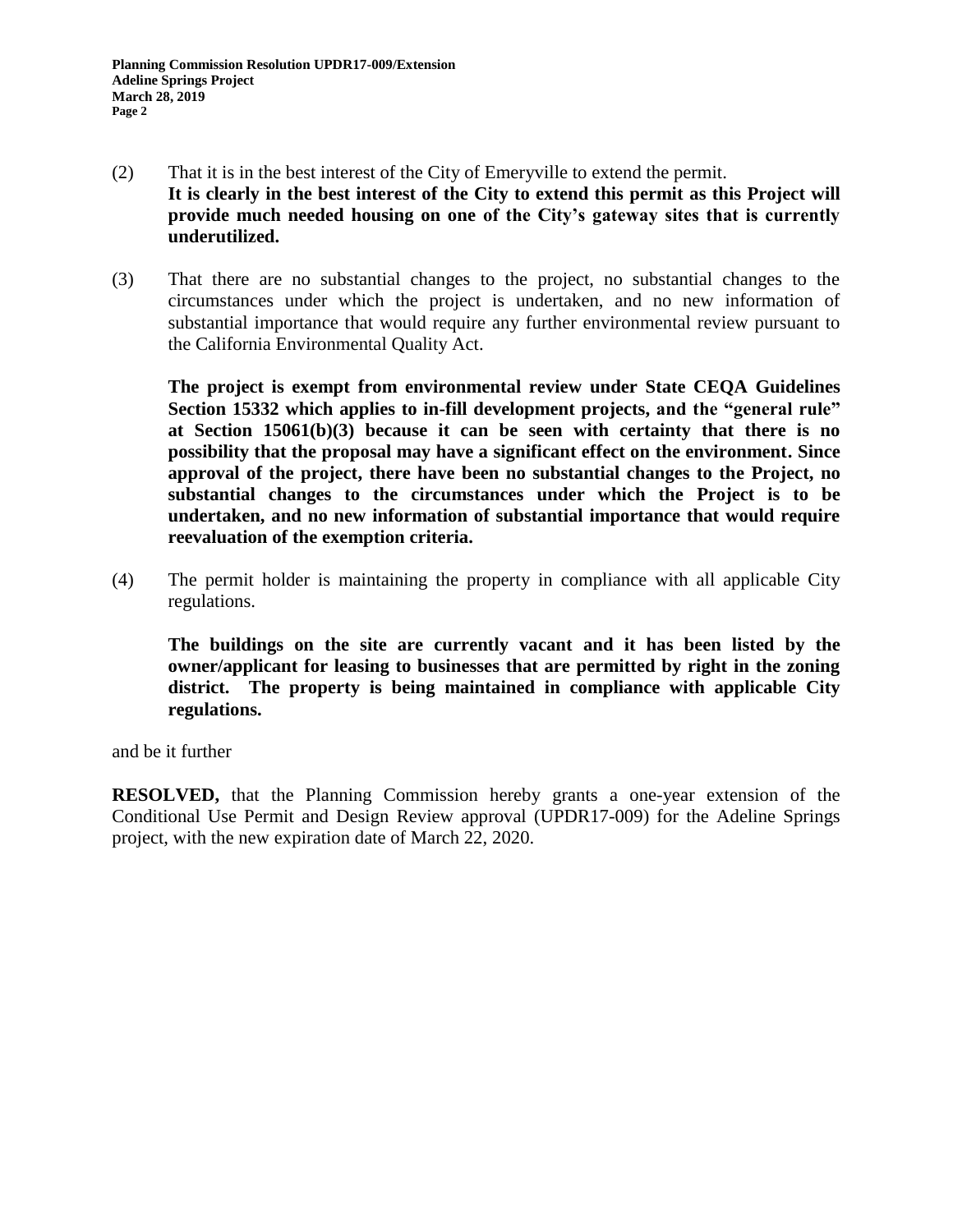(2) That it is in the best interest of the City of Emeryville to extend the permit.
**It is clearly in the best interest of the City to extend this permit as this Project will provide much needed housing on one of the City's gateway sites that is currently underutilized.**

(3) That there are no substantial changes to the project, no substantial changes to the circumstances under which the project is undertaken, and no new information of substantial importance that would require any further environmental review pursuant to the California Environmental Quality Act.

**The project is exempt from environmental review under State CEQA Guidelines Section 15332 which applies to in-fill development projects, and the "general rule" at Section 15061(b)(3) because it can be seen with certainty that there is no possibility that the proposal may have a significant effect on the environment. Since approval of the project, there have been no substantial changes to the Project, no substantial changes to the circumstances under which the Project is to be undertaken, and no new information of substantial importance that would require reevaluation of the exemption criteria.**

(4) The permit holder is maintaining the property in compliance with all applicable City regulations.

**The buildings on the site are currently vacant and it has been listed by the owner/applicant for leasing to businesses that are permitted by right in the zoning district. The property is being maintained in compliance with applicable City regulations.**

and be it further

**RESOLVED,** that the Planning Commission hereby grants a one-year extension of the Conditional Use Permit and Design Review approval (UPDR17-009) for the Adeline Springs project, with the new expiration date of March 22, 2020.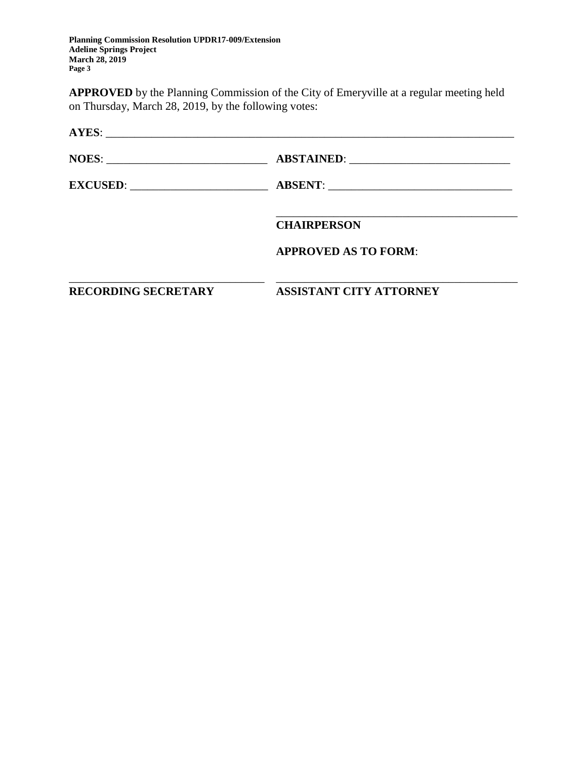**APPROVED** by the Planning Commission of the City of Emeryville at a regular meeting held on Thursday, March 28, 2019, by the following votes:

**AYES**: ___________________________________________________________________________

**NOES**: ____________________________ **ABSTAINED**: ____________________________

**EXCUSED**: ________________________ **ABSENT**: ________________________________

_____________________________________________
**CHAIRPERSON**

**APPROVED AS TO FORM**:

_________________________________ _____________________________________________
**RECORDING SECRETARY** **ASSISTANT CITY ATTORNEY**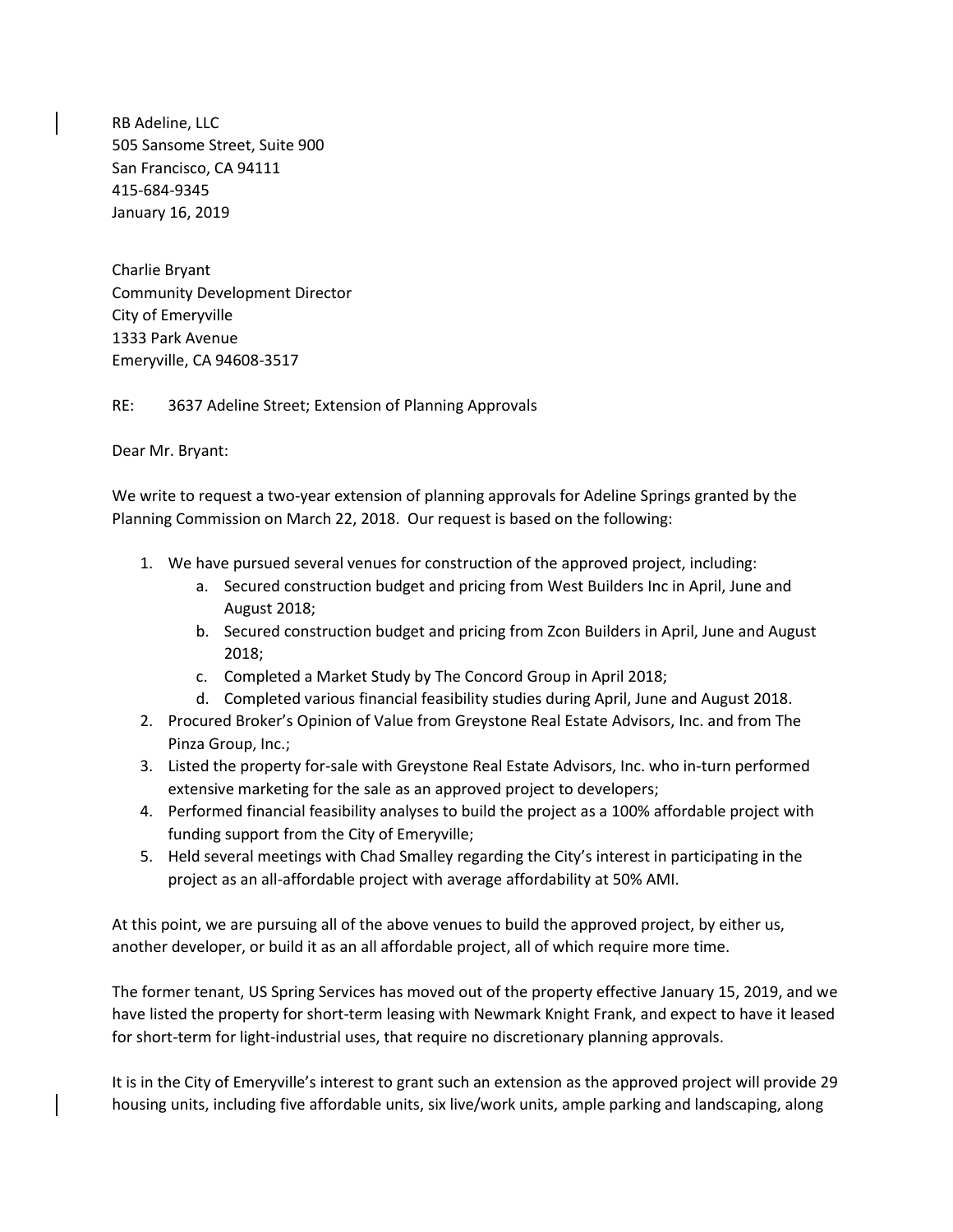RB Adeline, LLC
505 Sansome Street, Suite 900
San Francisco, CA 94111
415-684-9345
January 16, 2019

Charlie Bryant
Community Development Director
City of Emeryville
1333 Park Avenue
Emeryville, CA 94608-3517

RE: 3637 Adeline Street; Extension of Planning Approvals

Dear Mr. Bryant:

We write to request a two-year extension of planning approvals for Adeline Springs granted by the Planning Commission on March 22, 2018. Our request is based on the following:

1. We have pursued several venues for construction of the approved project, including:
   a. Secured construction budget and pricing from West Builders Inc in April, June and August 2018;
   b. Secured construction budget and pricing from Zcon Builders in April, June and August 2018;
   c. Completed a Market Study by The Concord Group in April 2018;
   d. Completed various financial feasibility studies during April, June and August 2018.
2. Procured Broker's Opinion of Value from Greystone Real Estate Advisors, Inc. and from The Pinza Group, Inc.;
3. Listed the property for-sale with Greystone Real Estate Advisors, Inc. who in-turn performed extensive marketing for the sale as an approved project to developers;
4. Performed financial feasibility analyses to build the project as a 100% affordable project with funding support from the City of Emeryville;
5. Held several meetings with Chad Smalley regarding the City's interest in participating in the project as an all-affordable project with average affordability at 50% AMI.

At this point, we are pursuing all of the above venues to build the approved project, by either us, another developer, or build it as an all affordable project, all of which require more time.

The former tenant, US Spring Services has moved out of the property effective January 15, 2019, and we have listed the property for short-term leasing with Newmark Knight Frank, and expect to have it leased for short-term for light-industrial uses, that require no discretionary planning approvals.

It is in the City of Emeryville's interest to grant such an extension as the approved project will provide 29 housing units, including five affordable units, six live/work units, ample parking and landscaping, along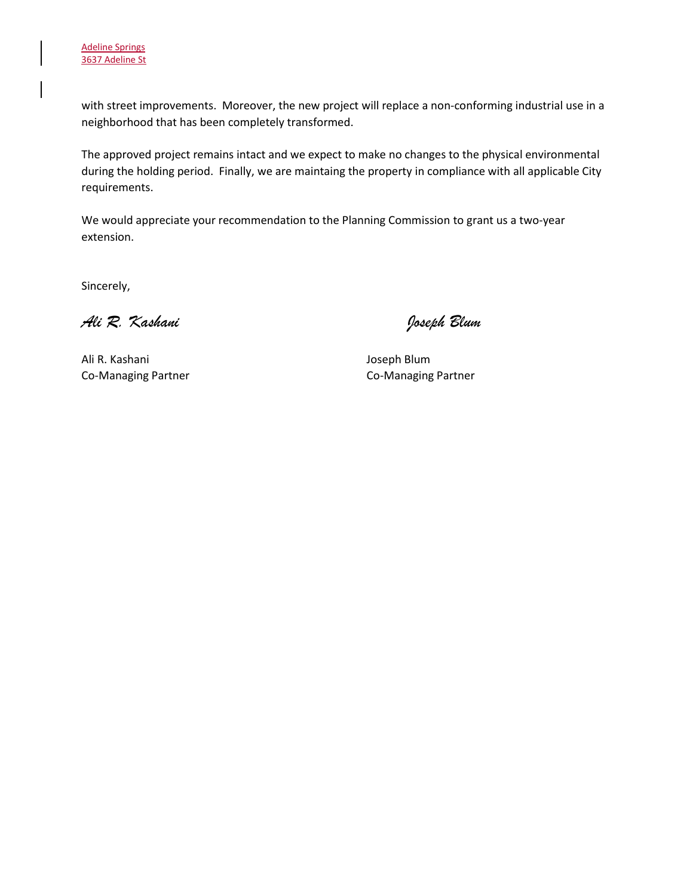Adeline Springs
3637 Adeline St

with street improvements.  Moreover, the new project will replace a non-conforming industrial use in a neighborhood that has been completely transformed.

The approved project remains intact and we expect to make no changes to the physical environmental during the holding period.  Finally, we are maintaing the property in compliance with all applicable City requirements.

We would appreciate your recommendation to the Planning Commission to grant us a two-year extension.

Sincerely,

*Ali R. Kashani*

Ali R. Kashani
Co-Managing Partner

*Joseph Blum*

Joseph Blum
Co-Managing Partner